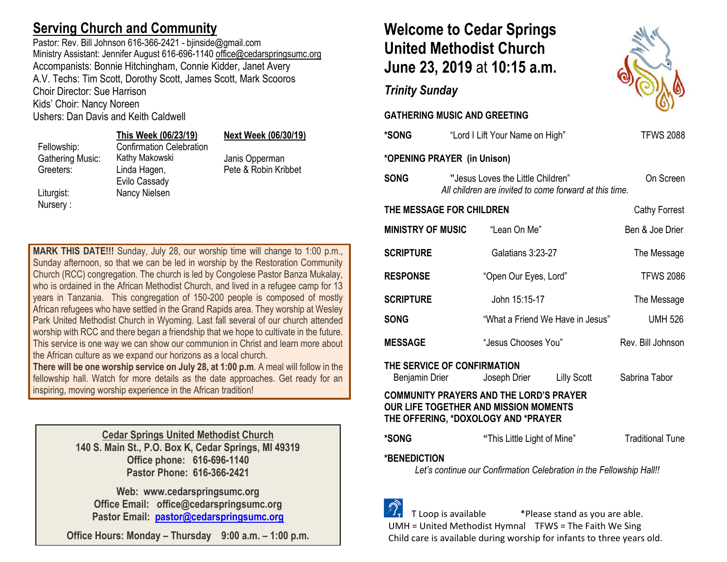## Serving Church and Community

Pastor: Rev. Bill Johnson 616-366-2421 - bjinside@gmail.com
Ministry Assistant: Jennifer August 616-696-1140 office@cedarspringsumc.org
Accompanists: Bonnie Hitchingham, Connie Kidder, Janet Avery
A.V. Techs: Tim Scott, Dorothy Scott, James Scott, Mark Scooros
Choir Director: Sue Harrison
Kids' Choir: Nancy Noreen
Ushers: Dan Davis and Keith Caldwell

| | This Week (06/23/19) | Next Week (06/30/19) |
|---|---|---|
| Fellowship: | Confirmation Celebration | |
| Gathering Music: | Kathy Makowski | Janis Opperman |
| Greeters: | Linda Hagen, Evilo Cassady | Pete & Robin Kribbet |
| Liturgist: | Nancy Nielsen | |
| Nursery : | | |

**MARK THIS DATE!!!** Sunday, July 28, our worship time will change to 1:00 p.m., Sunday afternoon, so that we can be led in worship by the Restoration Community Church (RCC) congregation. The church is led by Congolese Pastor Banza Mukalay, who is ordained in the African Methodist Church, and lived in a refugee camp for 13 years in Tanzania. This congregation of 150-200 people is composed of mostly African refugees who have settled in the Grand Rapids area. They worship at Wesley Park United Methodist Church in Wyoming. Last fall several of our church attended worship with RCC and there began a friendship that we hope to cultivate in the future. This service is one way we can show our communion in Christ and learn more about the African culture as we expand our horizons as a local church.
**There will be one worship service on July 28, at 1:00 p.m**. A meal will follow in the fellowship hall. Watch for more details as the date approaches. Get ready for an inspiring, moving worship experience in the African tradition!

**Cedar Springs United Methodist Church**
**140 S. Main St., P.O. Box K, Cedar Springs, MI 49319**
**Office phone: 616-696-1140**
**Pastor Phone: 616-366-2421**

**Web: www.cedarspringsumc.org**
**Office Email: office@cedarspringsumc.org**
**Pastor Email: pastor@cedarspringsumc.org**

**Office Hours: Monday – Thursday 9:00 a.m. – 1:00 p.m.**

# Welcome to Cedar Springs United Methodist Church June 23, 2019 at 10:15 a.m.

***Trinity Sunday***

**GATHERING MUSIC AND GREETING**

**\*SONG** "Lord I Lift Your Name on High" TFWS 2088

**\*OPENING PRAYER (in Unison)**

**SONG** "Jesus Loves the Little Children" On Screen
*All children are invited to come forward at this time.*

**THE MESSAGE FOR CHILDREN** Cathy Forrest

**MINISTRY OF MUSIC** "Lean On Me" Ben & Joe Drier

**SCRIPTURE** Galatians 3:23-27 The Message

**RESPONSE** "Open Our Eyes, Lord" TFWS 2086

**SCRIPTURE** John 15:15-17 The Message

**SONG** "What a Friend We Have in Jesus" UMH 526

**MESSAGE** "Jesus Chooses You" Rev. Bill Johnson

**THE SERVICE OF CONFIRMATION**
Benjamin Drier Joseph Drier Lilly Scott Sabrina Tabor

**COMMUNITY PRAYERS AND THE LORD'S PRAYER**
**OUR LIFE TOGETHER AND MISSION MOMENTS**
**THE OFFERING, \*DOXOLOGY AND \*PRAYER**

**\*SONG** "This Little Light of Mine" Traditional Tune

**\*BENEDICTION**
*Let's continue our Confirmation Celebration in the Fellowship Hall!!*

T Loop is available *Please stand as you are able.
UMH = United Methodist Hymnal TFWS = The Faith We Sing
Child care is available during worship for infants to three years old.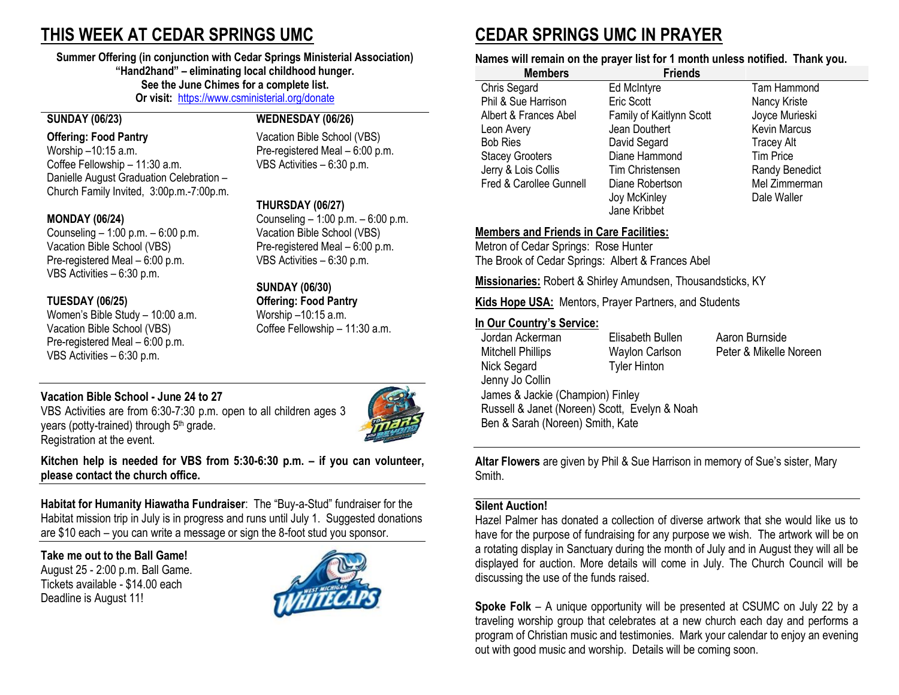# THIS WEEK AT CEDAR SPRINGS UMC

**Summer Offering (in conjunction with Cedar Springs Ministerial Association)**
**"Hand2hand" – eliminating local childhood hunger.**
**See the June Chimes for a complete list.**
**Or visit:** https://www.csministerial.org/donate

**SUNDAY (06/23)**

**Offering: Food Pantry**
Worship –10:15 a.m.
Coffee Fellowship – 11:30 a.m.
Danielle August Graduation Celebration – Church Family Invited, 3:00p.m.-7:00p.m.

**MONDAY (06/24)**
Counseling – 1:00 p.m. – 6:00 p.m.
Vacation Bible School (VBS)
Pre-registered Meal – 6:00 p.m.
VBS Activities – 6:30 p.m.

**TUESDAY (06/25)**
Women's Bible Study – 10:00 a.m.
Vacation Bible School (VBS)
Pre-registered Meal – 6:00 p.m.
VBS Activities – 6:30 p.m.

**WEDNESDAY (06/26)**
Vacation Bible School (VBS)
Pre-registered Meal – 6:00 p.m.
VBS Activities – 6:30 p.m.

**THURSDAY (06/27)**
Counseling – 1:00 p.m. – 6:00 p.m.
Vacation Bible School (VBS)
Pre-registered Meal – 6:00 p.m.
VBS Activities – 6:30 p.m.

**SUNDAY (06/30)**
**Offering: Food Pantry**
Worship –10:15 a.m.
Coffee Fellowship – 11:30 a.m.

**Vacation Bible School - June 24 to 27**
VBS Activities are from 6:30-7:30 p.m. open to all children ages 3 years (potty-trained) through 5th grade.
Registration at the event.

**Kitchen help is needed for VBS from 5:30-6:30 p.m. – if you can volunteer, please contact the church office.**

**Habitat for Humanity Hiawatha Fundraiser**: The "Buy-a-Stud" fundraiser for the Habitat mission trip in July is in progress and runs until July 1. Suggested donations are $10 each – you can write a message or sign the 8-foot stud you sponsor.

**Take me out to the Ball Game!**
August 25 - 2:00 p.m. Ball Game.
Tickets available - $14.00 each
Deadline is August 11!

# CEDAR SPRINGS UMC IN PRAYER

**Names will remain on the prayer list for 1 month unless notified. Thank you.**

| Members | Friends | |
|---|---|---|
| Chris Segard | Ed McIntyre | Tam Hammond |
| Phil & Sue Harrison | Eric Scott | Nancy Kriste |
| Albert & Frances Abel | Family of Kaitlynn Scott | Joyce Murieski |
| Leon Avery | Jean Douthert | Kevin Marcus |
| Bob Ries | David Segard | Tracey Alt |
| Stacey Grooters | Diane Hammond | Tim Price |
| Jerry & Lois Collis | Tim Christensen | Randy Benedict |
| Fred & Carollee Gunnell | Diane Robertson | Mel Zimmerman |
| | Joy McKinley | Dale Waller |
| | Jane Kribbet | |

**Members and Friends in Care Facilities:**
Metron of Cedar Springs: Rose Hunter
The Brook of Cedar Springs: Albert & Frances Abel

**Missionaries:** Robert & Shirley Amundsen, Thousandsticks, KY

**Kids Hope USA:** Mentors, Prayer Partners, and Students

**In Our Country's Service:**

| | | |
|---|---|---|
| Jordan Ackerman | Elisabeth Bullen | Aaron Burnside |
| Mitchell Phillips | Waylon Carlson | Peter & Mikelle Noreen |
| Nick Segard | Tyler Hinton | |
| Jenny Jo Collin | | |

James & Jackie (Champion) Finley
Russell & Janet (Noreen) Scott, Evelyn & Noah
Ben & Sarah (Noreen) Smith, Kate

**Altar Flowers** are given by Phil & Sue Harrison in memory of Sue's sister, Mary Smith.

**Silent Auction!**
Hazel Palmer has donated a collection of diverse artwork that she would like us to have for the purpose of fundraising for any purpose we wish. The artwork will be on a rotating display in Sanctuary during the month of July and in August they will all be displayed for auction. More details will come in July. The Church Council will be discussing the use of the funds raised.

**Spoke Folk** – A unique opportunity will be presented at CSUMC on July 22 by a traveling worship group that celebrates at a new church each day and performs a program of Christian music and testimonies. Mark your calendar to enjoy an evening out with good music and worship. Details will be coming soon.